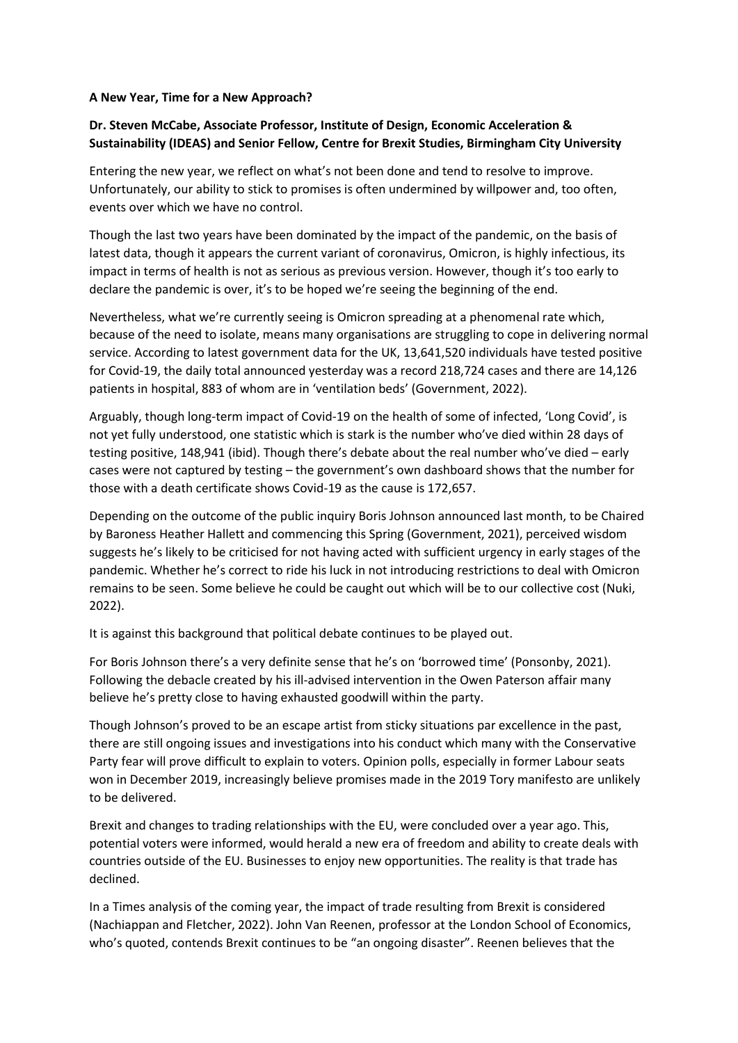**A New Year, Time for a New Approach?**

**Dr. Steven McCabe, Associate Professor, Institute of Design, Economic Acceleration & Sustainability (IDEAS) and Senior Fellow, Centre for Brexit Studies, Birmingham City University**

Entering the new year, we reflect on what's not been done and tend to resolve to improve. Unfortunately, our ability to stick to promises is often undermined by willpower and, too often, events over which we have no control.

Though the last two years have been dominated by the impact of the pandemic, on the basis of latest data, though it appears the current variant of coronavirus, Omicron, is highly infectious, its impact in terms of health is not as serious as previous version. However, though it's too early to declare the pandemic is over, it's to be hoped we're seeing the beginning of the end.

Nevertheless, what we're currently seeing is Omicron spreading at a phenomenal rate which, because of the need to isolate, means many organisations are struggling to cope in delivering normal service. According to latest government data for the UK, 13,641,520 individuals have tested positive for Covid-19, the daily total announced yesterday was a record 218,724 cases and there are 14,126 patients in hospital, 883 of whom are in 'ventilation beds' (Government, 2022).

Arguably, though long-term impact of Covid-19 on the health of some of infected, 'Long Covid', is not yet fully understood, one statistic which is stark is the number who've died within 28 days of testing positive, 148,941 (ibid). Though there's debate about the real number who've died – early cases were not captured by testing – the government's own dashboard shows that the number for those with a death certificate shows Covid-19 as the cause is 172,657.

Depending on the outcome of the public inquiry Boris Johnson announced last month, to be Chaired by Baroness Heather Hallett and commencing this Spring (Government, 2021), perceived wisdom suggests he's likely to be criticised for not having acted with sufficient urgency in early stages of the pandemic. Whether he's correct to ride his luck in not introducing restrictions to deal with Omicron remains to be seen. Some believe he could be caught out which will be to our collective cost (Nuki, 2022).

It is against this background that political debate continues to be played out.

For Boris Johnson there's a very definite sense that he's on 'borrowed time' (Ponsonby, 2021). Following the debacle created by his ill-advised intervention in the Owen Paterson affair many believe he's pretty close to having exhausted goodwill within the party.

Though Johnson's proved to be an escape artist from sticky situations par excellence in the past, there are still ongoing issues and investigations into his conduct which many with the Conservative Party fear will prove difficult to explain to voters. Opinion polls, especially in former Labour seats won in December 2019, increasingly believe promises made in the 2019 Tory manifesto are unlikely to be delivered.

Brexit and changes to trading relationships with the EU, were concluded over a year ago. This, potential voters were informed, would herald a new era of freedom and ability to create deals with countries outside of the EU. Businesses to enjoy new opportunities. The reality is that trade has declined.

In a Times analysis of the coming year, the impact of trade resulting from Brexit is considered (Nachiappan and Fletcher, 2022). John Van Reenen, professor at the London School of Economics, who's quoted, contends Brexit continues to be "an ongoing disaster". Reenen believes that the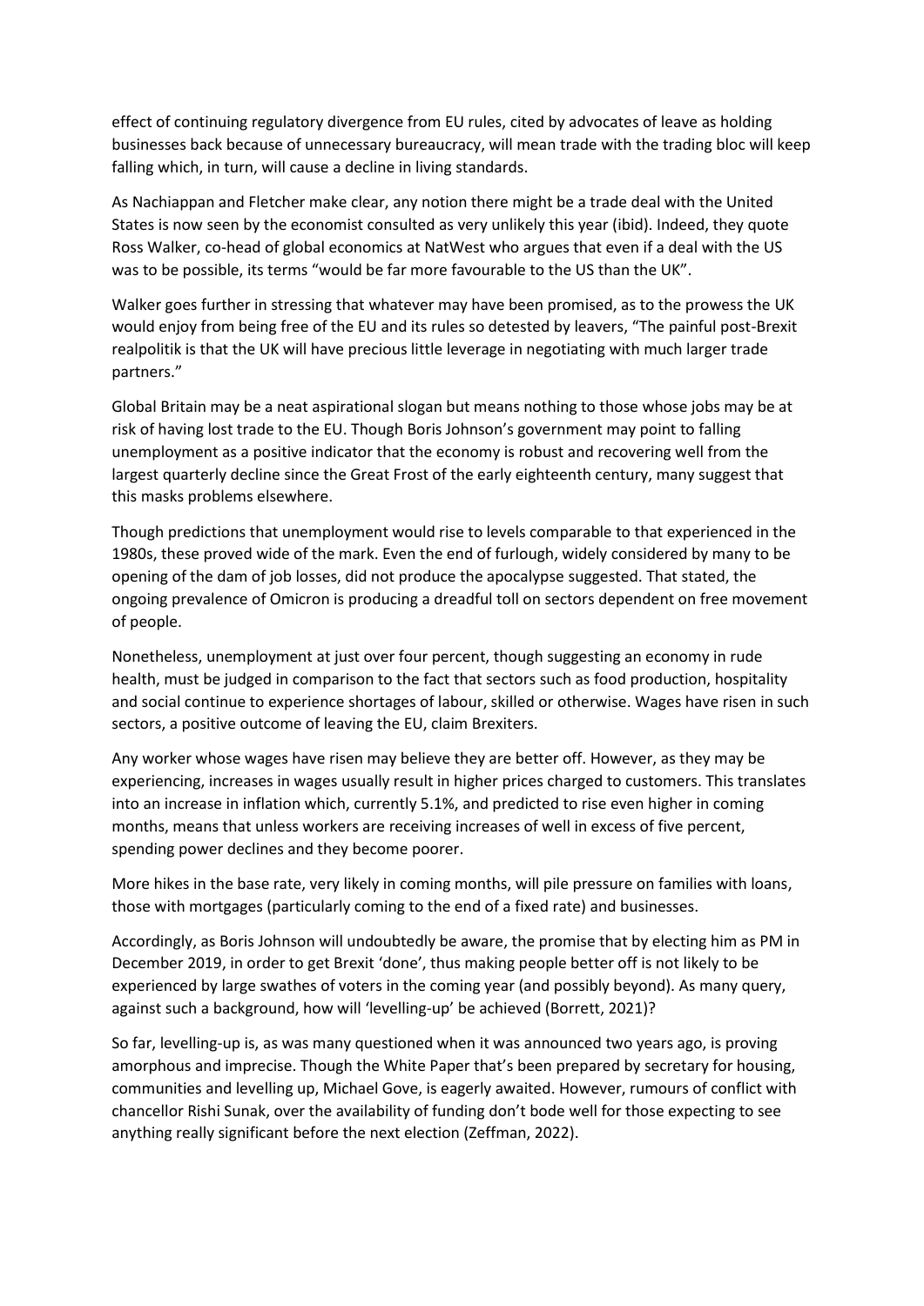effect of continuing regulatory divergence from EU rules, cited by advocates of leave as holding businesses back because of unnecessary bureaucracy, will mean trade with the trading bloc will keep falling which, in turn, will cause a decline in living standards.

As Nachiappan and Fletcher make clear, any notion there might be a trade deal with the United States is now seen by the economist consulted as very unlikely this year (ibid). Indeed, they quote Ross Walker, co-head of global economics at NatWest who argues that even if a deal with the US was to be possible, its terms "would be far more favourable to the US than the UK".

Walker goes further in stressing that whatever may have been promised, as to the prowess the UK would enjoy from being free of the EU and its rules so detested by leavers, "The painful post-Brexit realpolitik is that the UK will have precious little leverage in negotiating with much larger trade partners."

Global Britain may be a neat aspirational slogan but means nothing to those whose jobs may be at risk of having lost trade to the EU. Though Boris Johnson's government may point to falling unemployment as a positive indicator that the economy is robust and recovering well from the largest quarterly decline since the Great Frost of the early eighteenth century, many suggest that this masks problems elsewhere.

Though predictions that unemployment would rise to levels comparable to that experienced in the 1980s, these proved wide of the mark. Even the end of furlough, widely considered by many to be opening of the dam of job losses, did not produce the apocalypse suggested. That stated, the ongoing prevalence of Omicron is producing a dreadful toll on sectors dependent on free movement of people.

Nonetheless, unemployment at just over four percent, though suggesting an economy in rude health, must be judged in comparison to the fact that sectors such as food production, hospitality and social continue to experience shortages of labour, skilled or otherwise. Wages have risen in such sectors, a positive outcome of leaving the EU, claim Brexiters.

Any worker whose wages have risen may believe they are better off. However, as they may be experiencing, increases in wages usually result in higher prices charged to customers. This translates into an increase in inflation which, currently 5.1%, and predicted to rise even higher in coming months, means that unless workers are receiving increases of well in excess of five percent, spending power declines and they become poorer.

More hikes in the base rate, very likely in coming months, will pile pressure on families with loans, those with mortgages (particularly coming to the end of a fixed rate) and businesses.

Accordingly, as Boris Johnson will undoubtedly be aware, the promise that by electing him as PM in December 2019, in order to get Brexit 'done', thus making people better off is not likely to be experienced by large swathes of voters in the coming year (and possibly beyond). As many query, against such a background, how will 'levelling-up' be achieved (Borrett, 2021)?

So far, levelling-up is, as was many questioned when it was announced two years ago, is proving amorphous and imprecise. Though the White Paper that's been prepared by secretary for housing, communities and levelling up, Michael Gove, is eagerly awaited. However, rumours of conflict with chancellor Rishi Sunak, over the availability of funding don't bode well for those expecting to see anything really significant before the next election (Zeffman, 2022).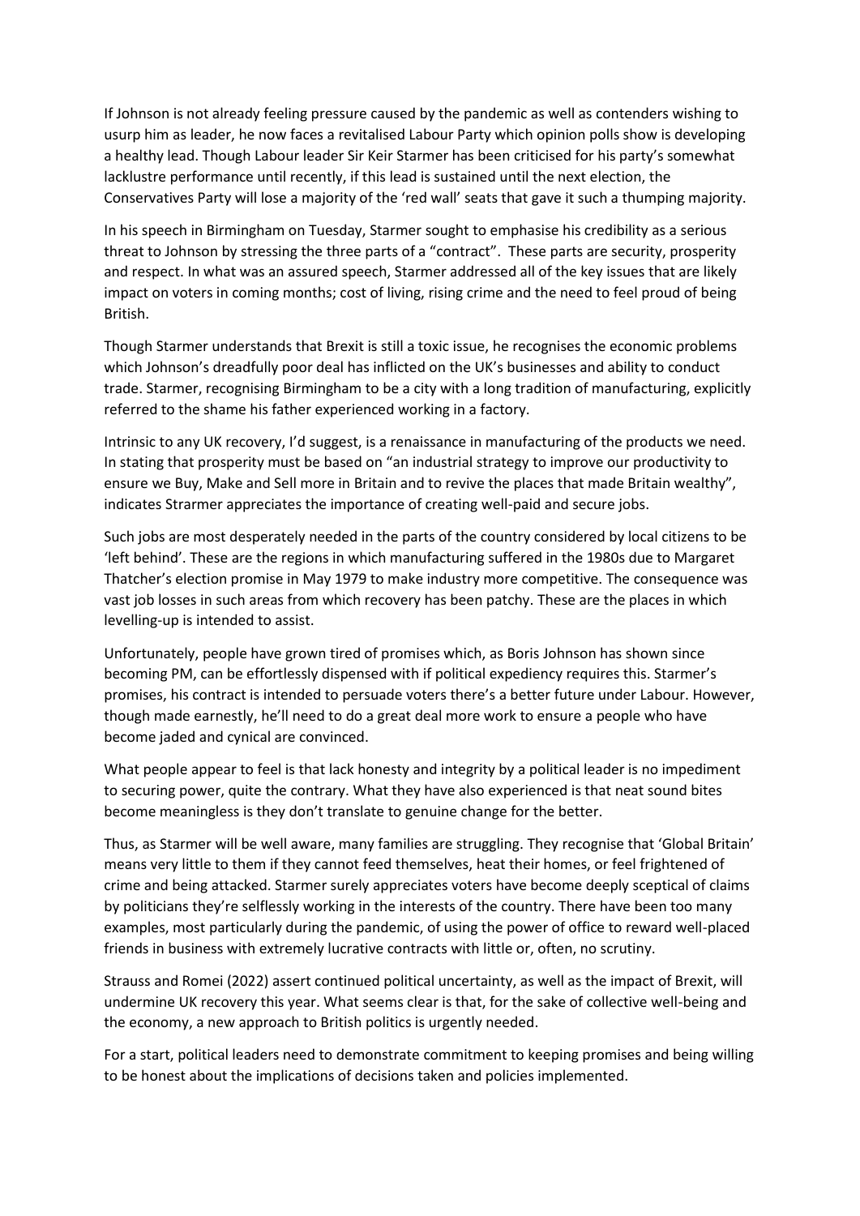If Johnson is not already feeling pressure caused by the pandemic as well as contenders wishing to usurp him as leader, he now faces a revitalised Labour Party which opinion polls show is developing a healthy lead. Though Labour leader Sir Keir Starmer has been criticised for his party's somewhat lacklustre performance until recently, if this lead is sustained until the next election, the Conservatives Party will lose a majority of the 'red wall' seats that gave it such a thumping majority.

In his speech in Birmingham on Tuesday, Starmer sought to emphasise his credibility as a serious threat to Johnson by stressing the three parts of a "contract". These parts are security, prosperity and respect. In what was an assured speech, Starmer addressed all of the key issues that are likely impact on voters in coming months; cost of living, rising crime and the need to feel proud of being British.

Though Starmer understands that Brexit is still a toxic issue, he recognises the economic problems which Johnson's dreadfully poor deal has inflicted on the UK's businesses and ability to conduct trade. Starmer, recognising Birmingham to be a city with a long tradition of manufacturing, explicitly referred to the shame his father experienced working in a factory.

Intrinsic to any UK recovery, I'd suggest, is a renaissance in manufacturing of the products we need. In stating that prosperity must be based on "an industrial strategy to improve our productivity to ensure we Buy, Make and Sell more in Britain and to revive the places that made Britain wealthy", indicates Strarmer appreciates the importance of creating well-paid and secure jobs.

Such jobs are most desperately needed in the parts of the country considered by local citizens to be 'left behind'. These are the regions in which manufacturing suffered in the 1980s due to Margaret Thatcher's election promise in May 1979 to make industry more competitive. The consequence was vast job losses in such areas from which recovery has been patchy. These are the places in which levelling-up is intended to assist.

Unfortunately, people have grown tired of promises which, as Boris Johnson has shown since becoming PM, can be effortlessly dispensed with if political expediency requires this. Starmer's promises, his contract is intended to persuade voters there's a better future under Labour. However, though made earnestly, he'll need to do a great deal more work to ensure a people who have become jaded and cynical are convinced.

What people appear to feel is that lack honesty and integrity by a political leader is no impediment to securing power, quite the contrary. What they have also experienced is that neat sound bites become meaningless is they don't translate to genuine change for the better.

Thus, as Starmer will be well aware, many families are struggling. They recognise that 'Global Britain' means very little to them if they cannot feed themselves, heat their homes, or feel frightened of crime and being attacked. Starmer surely appreciates voters have become deeply sceptical of claims by politicians they're selflessly working in the interests of the country. There have been too many examples, most particularly during the pandemic, of using the power of office to reward well-placed friends in business with extremely lucrative contracts with little or, often, no scrutiny.

Strauss and Romei (2022) assert continued political uncertainty, as well as the impact of Brexit, will undermine UK recovery this year. What seems clear is that, for the sake of collective well-being and the economy, a new approach to British politics is urgently needed.

For a start, political leaders need to demonstrate commitment to keeping promises and being willing to be honest about the implications of decisions taken and policies implemented.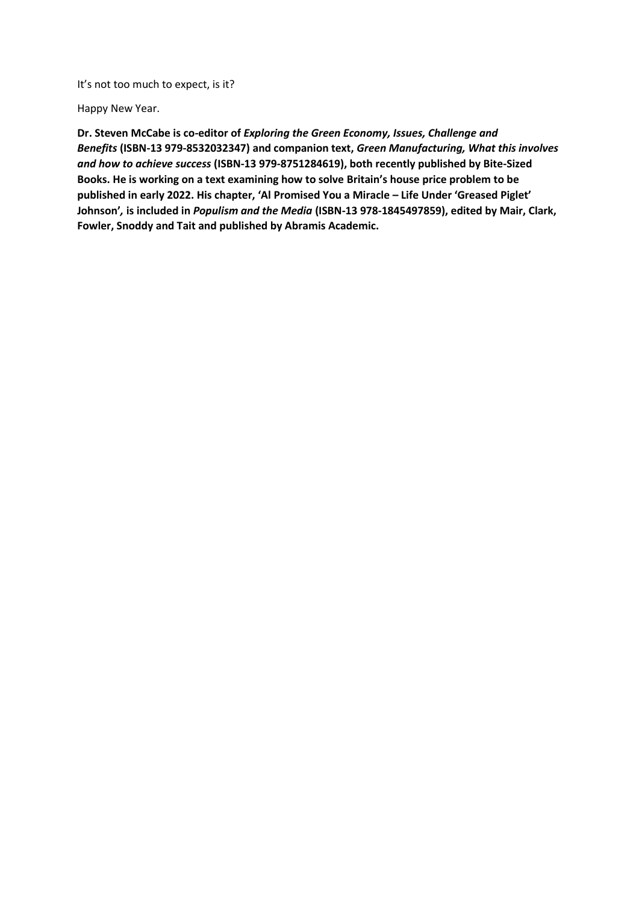It's not too much to expect, is it?

Happy New Year.

**Dr. Steven McCabe is co-editor of *Exploring the Green Economy, Issues, Challenge and Benefits* (ISBN-13 979-8532032347) and companion text, *Green Manufacturing, What this involves and how to achieve success* (ISBN-13 979-8751284619), both recently published by Bite-Sized Books. He is working on a text examining how to solve Britain's house price problem to be published in early 2022. His chapter, 'Al Promised You a Miracle – Life Under 'Greased Piglet' Johnson', is included in *Populism and the Media* (ISBN-13 978-1845497859), edited by Mair, Clark, Fowler, Snoddy and Tait and published by Abramis Academic.**